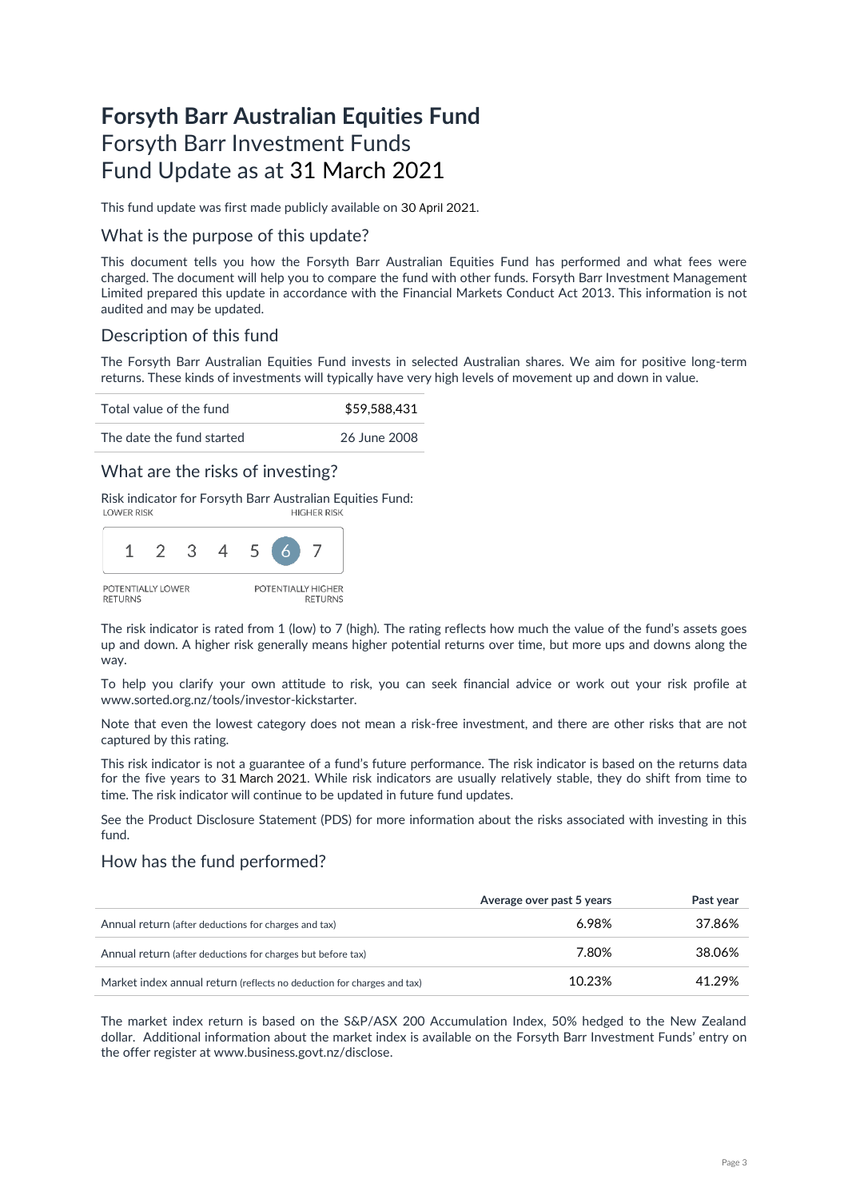# Forsyth Barr Australian Equities Fund

Forsyth Barr Investment Funds
Fund Update as at 31 March 2021

This fund update was first made publicly available on 30 April 2021.

## What is the purpose of this update?

This document tells you how the Forsyth Barr Australian Equities Fund has performed and what fees were charged. The document will help you to compare the fund with other funds. Forsyth Barr Investment Management Limited prepared this update in accordance with the Financial Markets Conduct Act 2013. This information is not audited and may be updated.

## Description of this fund

The Forsyth Barr Australian Equities Fund invests in selected Australian shares. We aim for positive long-term returns. These kinds of investments will typically have very high levels of movement up and down in value.

| | |
|---|---|
| Total value of the fund | $59,588,431 |
| The date the fund started | 26 June 2008 |

## What are the risks of investing?

Risk indicator for Forsyth Barr Australian Equities Fund:

LOWER RISK — HIGHER RISK

1 2 3 4 5 **6** 7

POTENTIALLY LOWER RETURNS — POTENTIALLY HIGHER RETURNS

The risk indicator is rated from 1 (low) to 7 (high). The rating reflects how much the value of the fund's assets goes up and down. A higher risk generally means higher potential returns over time, but more ups and downs along the way.

To help you clarify your own attitude to risk, you can seek financial advice or work out your risk profile at www.sorted.org.nz/tools/investor-kickstarter.

Note that even the lowest category does not mean a risk-free investment, and there are other risks that are not captured by this rating.

This risk indicator is not a guarantee of a fund's future performance. The risk indicator is based on the returns data for the five years to 31 March 2021. While risk indicators are usually relatively stable, they do shift from time to time. The risk indicator will continue to be updated in future fund updates.

See the Product Disclosure Statement (PDS) for more information about the risks associated with investing in this fund.

## How has the fund performed?

| | Average over past 5 years | Past year |
|---|---|---|
| Annual return (after deductions for charges and tax) | 6.98% | 37.86% |
| Annual return (after deductions for charges but before tax) | 7.80% | 38.06% |
| Market index annual return (reflects no deduction for charges and tax) | 10.23% | 41.29% |

The market index return is based on the S&P/ASX 200 Accumulation Index, 50% hedged to the New Zealand dollar. Additional information about the market index is available on the Forsyth Barr Investment Funds' entry on the offer register at www.business.govt.nz/disclose.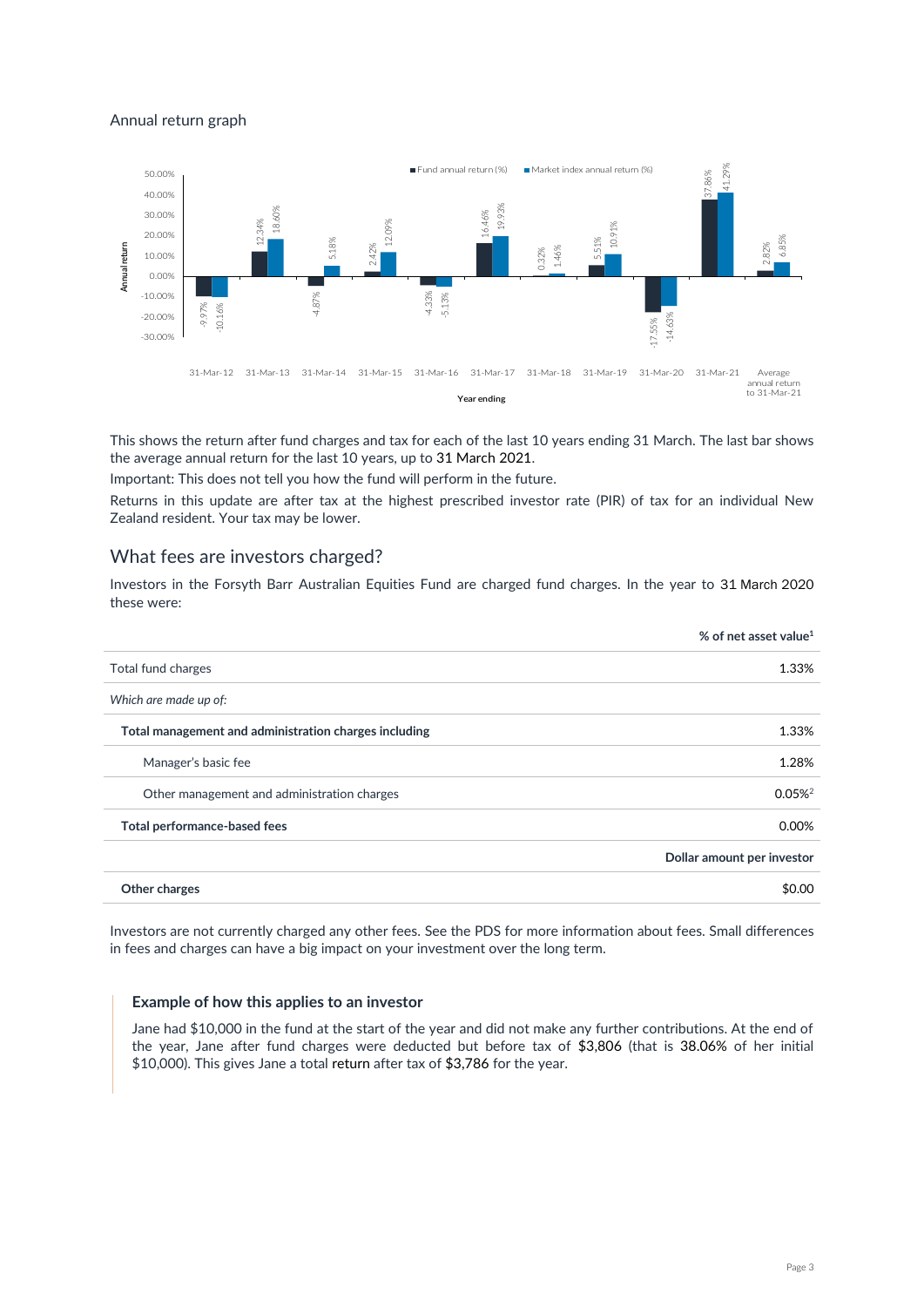## Annual return graph

| Year ending | Fund annual return (%) | Market index annual return (%) |
| --- | --- | --- |
| 31-Mar-12 | -9.97% | -10.16% |
| 31-Mar-13 | 12.34% | 18.60% |
| 31-Mar-14 | -4.87% | 5.18% |
| 31-Mar-15 | 2.42% | 12.09% |
| 31-Mar-16 | -4.33% | -5.13% |
| 31-Mar-17 | 16.46% | 19.93% |
| 31-Mar-18 | 0.32% | 1.46% |
| 31-Mar-19 | 5.51% | 10.91% |
| 31-Mar-20 | -17.55% | -14.63% |
| 31-Mar-21 | 37.86% | 41.29% |
| Average annual return to 31-Mar-21 | 2.82% | 6.85% |

This shows the return after fund charges and tax for each of the last 10 years ending 31 March. The last bar shows the average annual return for the last 10 years, up to 31 March 2021.

Important: This does not tell you how the fund will perform in the future.

Returns in this update are after tax at the highest prescribed investor rate (PIR) of tax for an individual New Zealand resident. Your tax may be lower.

## What fees are investors charged?

Investors in the Forsyth Barr Australian Equities Fund are charged fund charges. In the year to 31 March 2020 these were:

| | % of net asset value[1] |
| --- | --- |
| Total fund charges | 1.33% |
| *Which are made up of:* | |
| **Total management and administration charges including** | 1.33% |
| Manager's basic fee | 1.28% |
| Other management and administration charges | 0.05%[2] |
| **Total performance-based fees** | 0.00% |
| | **Dollar amount per investor** |
| **Other charges** | $0.00 |

Investors are not currently charged any other fees. See the PDS for more information about fees. Small differences in fees and charges can have a big impact on your investment over the long term.

### Example of how this applies to an investor

Jane had $10,000 in the fund at the start of the year and did not make any further contributions. At the end of the year, Jane after fund charges were deducted but before tax of $3,806 (that is 38.06% of her initial $10,000). This gives Jane a total return after tax of $3,786 for the year.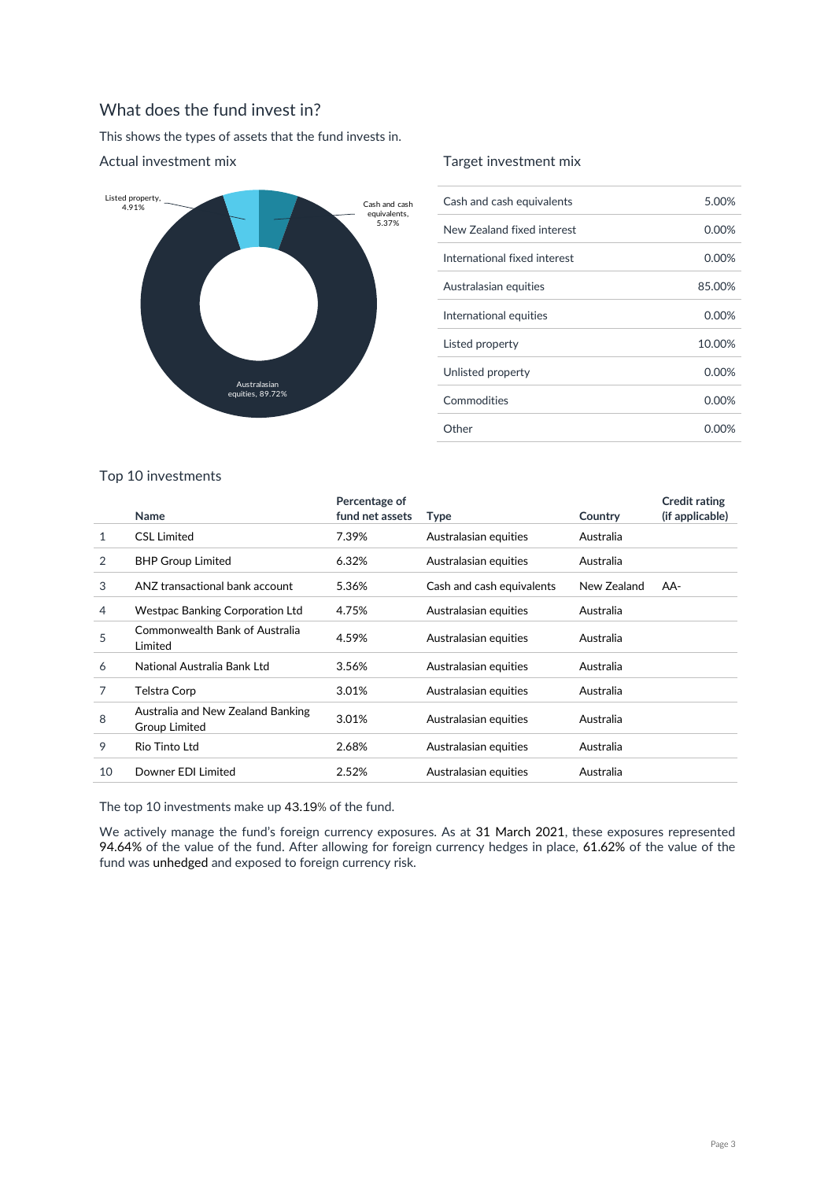## What does the fund invest in?

This shows the types of assets that the fund invests in.

### Actual investment mix

Listed property, 4.91%

Cash and cash equivalents, 5.37%

Australasian equities, 89.72%

### Target investment mix

| | |
|---|---|
| Cash and cash equivalents | 5.00% |
| New Zealand fixed interest | 0.00% |
| International fixed interest | 0.00% |
| Australasian equities | 85.00% |
| International equities | 0.00% |
| Listed property | 10.00% |
| Unlisted property | 0.00% |
| Commodities | 0.00% |
| Other | 0.00% |

### Top 10 investments

| | Name | Percentage of fund net assets | Type | Country | Credit rating (if applicable) |
|---|---|---|---|---|---|
| 1 | CSL Limited | 7.39% | Australasian equities | Australia | |
| 2 | BHP Group Limited | 6.32% | Australasian equities | Australia | |
| 3 | ANZ transactional bank account | 5.36% | Cash and cash equivalents | New Zealand | AA- |
| 4 | Westpac Banking Corporation Ltd | 4.75% | Australasian equities | Australia | |
| 5 | Commonwealth Bank of Australia Limited | 4.59% | Australasian equities | Australia | |
| 6 | National Australia Bank Ltd | 3.56% | Australasian equities | Australia | |
| 7 | Telstra Corp | 3.01% | Australasian equities | Australia | |
| 8 | Australia and New Zealand Banking Group Limited | 3.01% | Australasian equities | Australia | |
| 9 | Rio Tinto Ltd | 2.68% | Australasian equities | Australia | |
| 10 | Downer EDI Limited | 2.52% | Australasian equities | Australia | |

The top 10 investments make up 43.19% of the fund.

We actively manage the fund's foreign currency exposures. As at 31 March 2021, these exposures represented 94.64% of the value of the fund. After allowing for foreign currency hedges in place, 61.62% of the value of the fund was unhedged and exposed to foreign currency risk.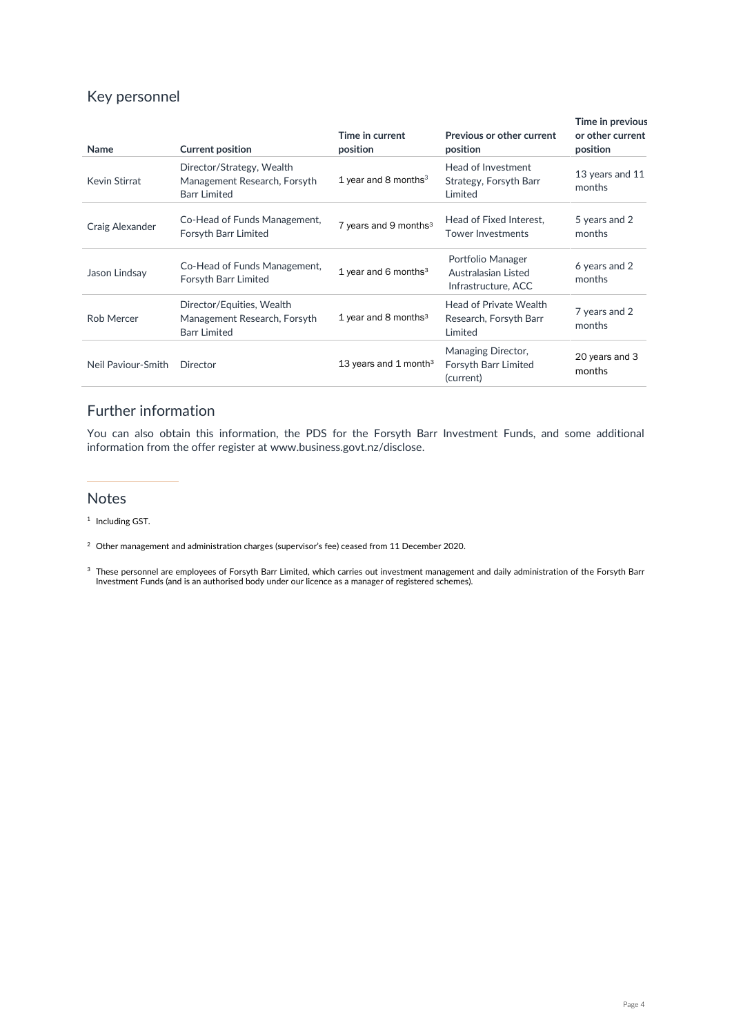## Key personnel

| Name | Current position | Time in current position | Previous or other current position | Time in previous or other current position |
|---|---|---|---|---|
| Kevin Stirrat | Director/Strategy, Wealth Management Research, Forsyth Barr Limited | 1 year and 8 months[3] | Head of Investment Strategy, Forsyth Barr Limited | 13 years and 11 months |
| Craig Alexander | Co-Head of Funds Management, Forsyth Barr Limited | 7 years and 9 months[3] | Head of Fixed Interest, Tower Investments | 5 years and 2 months |
| Jason Lindsay | Co-Head of Funds Management, Forsyth Barr Limited | 1 year and 6 months[3] | Portfolio Manager Australasian Listed Infrastructure, ACC | 6 years and 2 months |
| Rob Mercer | Director/Equities, Wealth Management Research, Forsyth Barr Limited | 1 year and 8 months[3] | Head of Private Wealth Research, Forsyth Barr Limited | 7 years and 2 months |
| Neil Paviour-Smith | Director | 13 years and 1 month[3] | Managing Director, Forsyth Barr Limited (current) | 20 years and 3 months |

## Further information

You can also obtain this information, the PDS for the Forsyth Barr Investment Funds, and some additional information from the offer register at www.business.govt.nz/disclose.

## Notes

[1] Including GST.

[2] Other management and administration charges (supervisor's fee) ceased from 11 December 2020.

[3] These personnel are employees of Forsyth Barr Limited, which carries out investment management and daily administration of the Forsyth Barr Investment Funds (and is an authorised body under our licence as a manager of registered schemes).